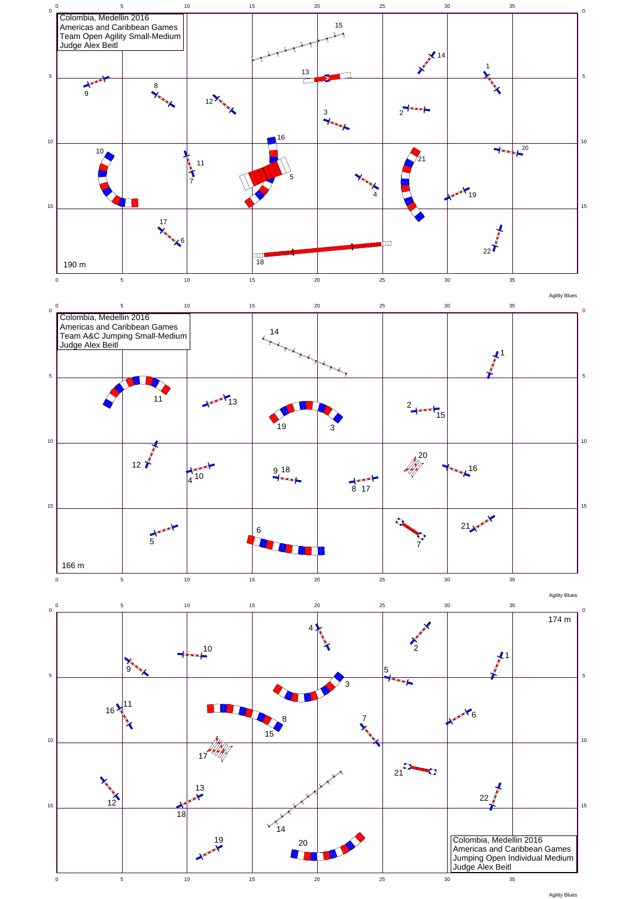Colombia, Medellin 2016
Americas and Caribbean Games
Team Open Agility Small-Medium
Judge Alex Beitl

190 m

Agility Blues

Colombia, Medellin 2016
Americas and Caribbean Games
Team A&C Jumping Small-Medium
Judge Alex Beitl

166 m

Agility Blues

174 m

Colombia, Medellin 2016
Americas and Caribbean Games
Jumping Open Individual Medium
Judge Alex Beitl

Agility Blues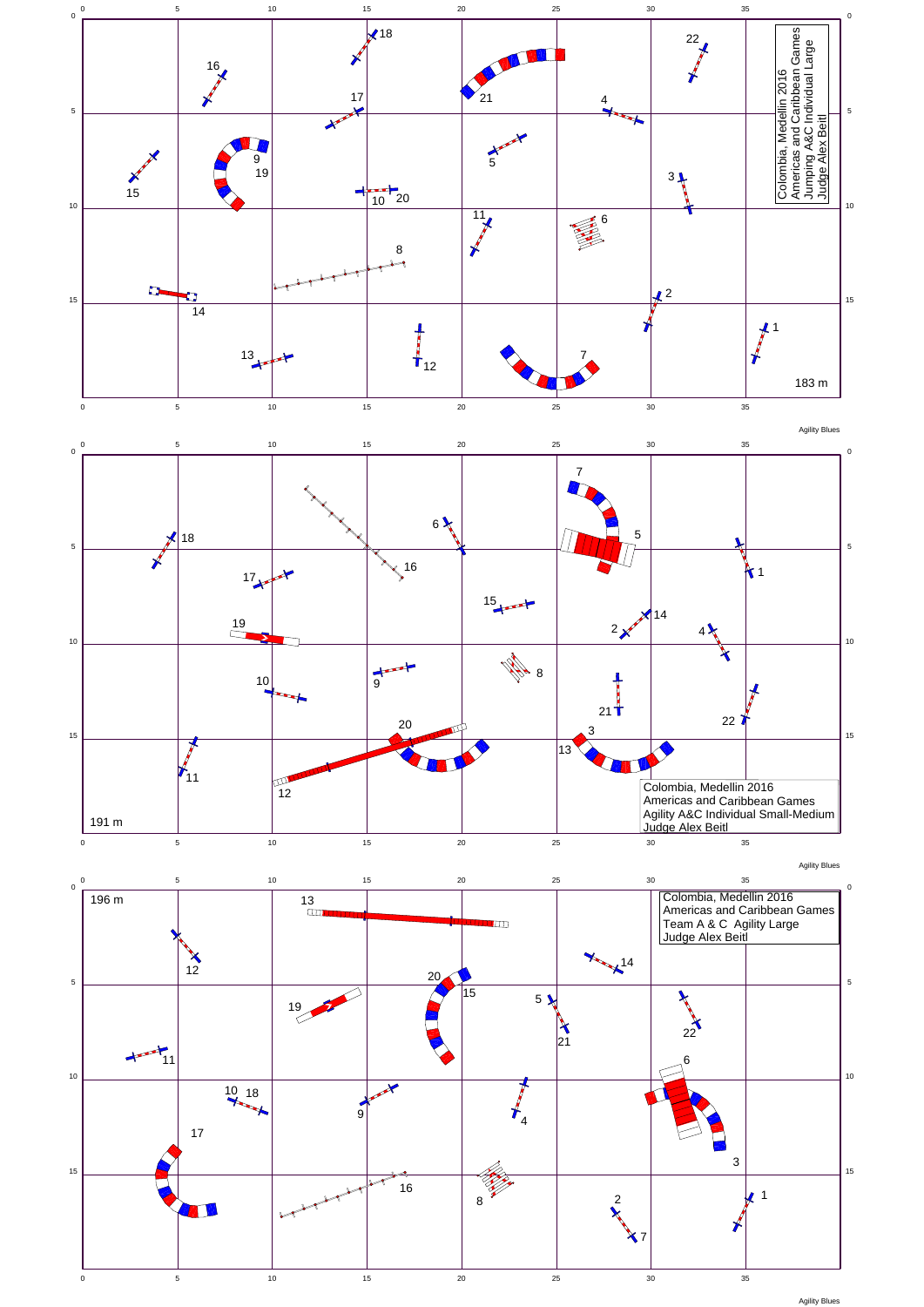Colombia, Medellin 2016
Americas and Caribbean Games
Jumping A&C Individual Large
Judge Alex Beitl

183 m

Agility Blues

Colombia, Medellin 2016
Americas and Caribbean Games
Agility A&C Individual Small-Medium
Judge Alex Beitl

191 m

Agility Blues

Colombia, Medellin 2016
Americas and Caribbean Games
Team A & C Agility Large
Judge Alex Beitl

196 m

Agility Blues